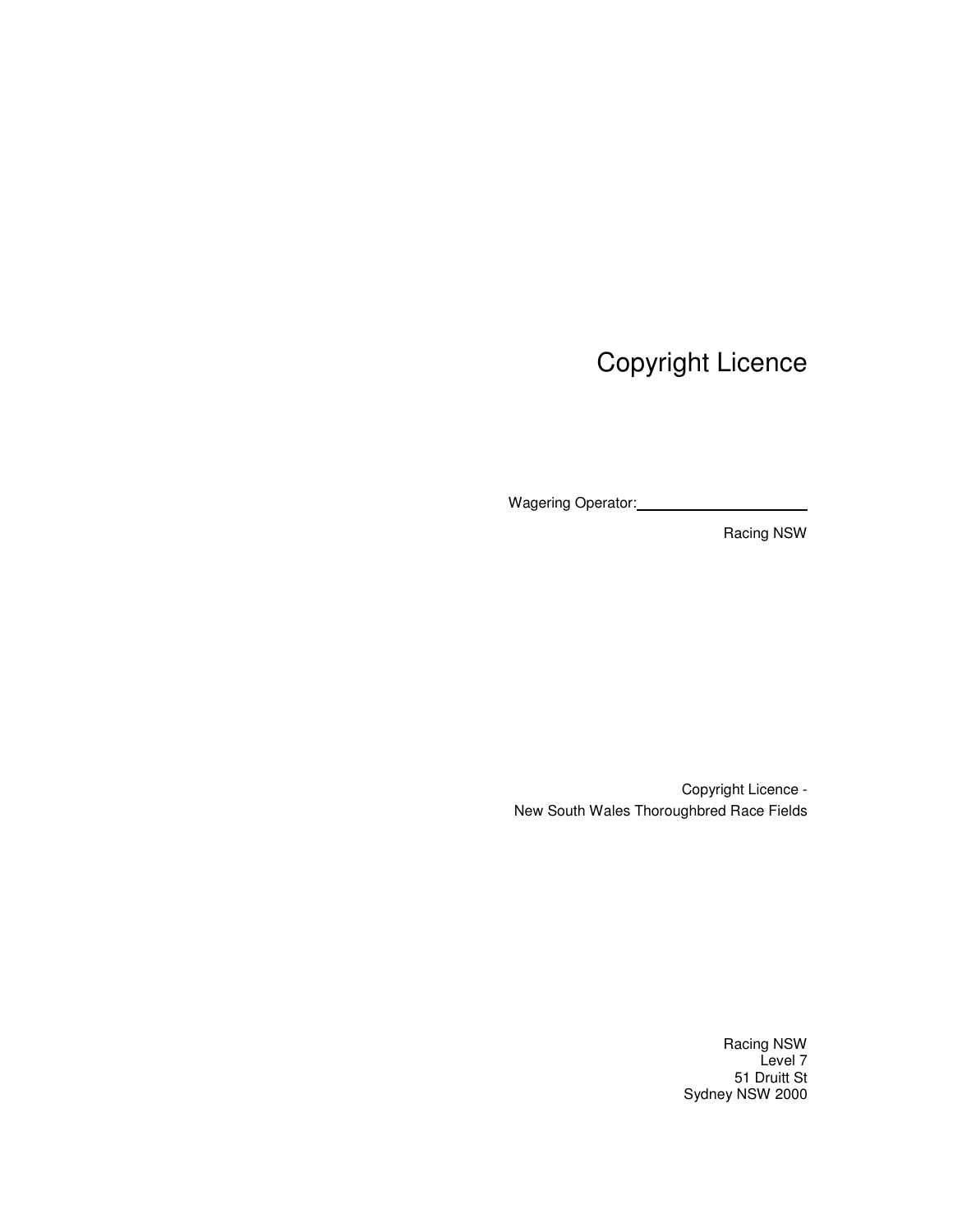# Copyright Licence

Wagering Operator: ______________________

Racing NSW

Copyright Licence -
New South Wales Thoroughbred Race Fields

Racing NSW
Level 7
51 Druitt St
Sydney NSW 2000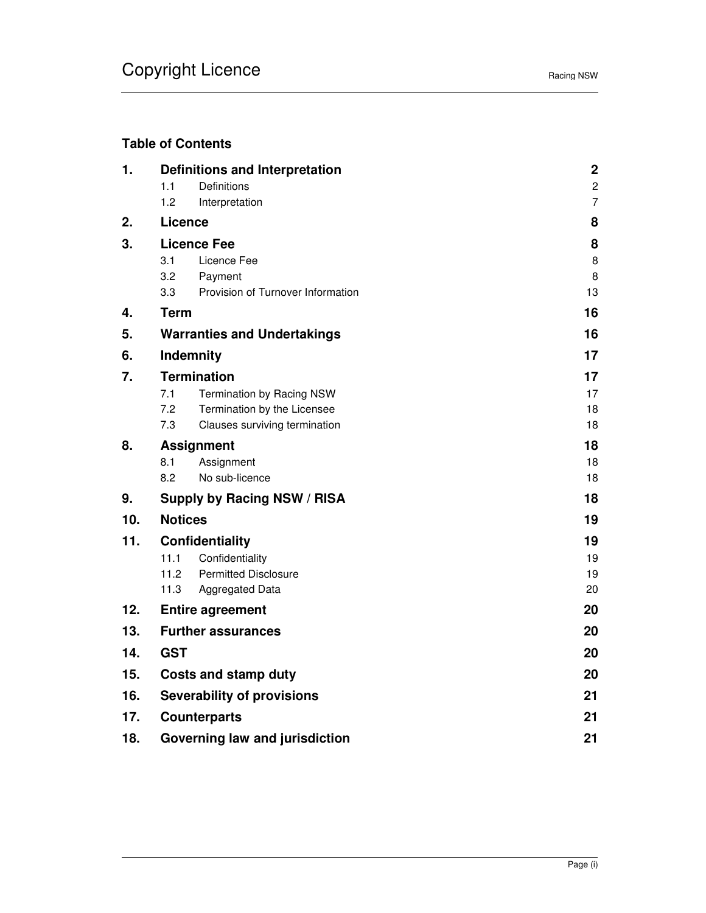## Table of Contents

| | | |
|---|---|---|
| **1.** | **Definitions and Interpretation** | **2** |
| 1.1 | Definitions | 2 |
| 1.2 | Interpretation | 7 |
| **2.** | **Licence** | **8** |
| **3.** | **Licence Fee** | **8** |
| 3.1 | Licence Fee | 8 |
| 3.2 | Payment | 8 |
| 3.3 | Provision of Turnover Information | 13 |
| **4.** | **Term** | **16** |
| **5.** | **Warranties and Undertakings** | **16** |
| **6.** | **Indemnity** | **17** |
| **7.** | **Termination** | **17** |
| 7.1 | Termination by Racing NSW | 17 |
| 7.2 | Termination by the Licensee | 18 |
| 7.3 | Clauses surviving termination | 18 |
| **8.** | **Assignment** | **18** |
| 8.1 | Assignment | 18 |
| 8.2 | No sub-licence | 18 |
| **9.** | **Supply by Racing NSW / RISA** | **18** |
| **10.** | **Notices** | **19** |
| **11.** | **Confidentiality** | **19** |
| 11.1 | Confidentiality | 19 |
| 11.2 | Permitted Disclosure | 19 |
| 11.3 | Aggregated Data | 20 |
| **12.** | **Entire agreement** | **20** |
| **13.** | **Further assurances** | **20** |
| **14.** | **GST** | **20** |
| **15.** | **Costs and stamp duty** | **20** |
| **16.** | **Severability of provisions** | **21** |
| **17.** | **Counterparts** | **21** |
| **18.** | **Governing law and jurisdiction** | **21** |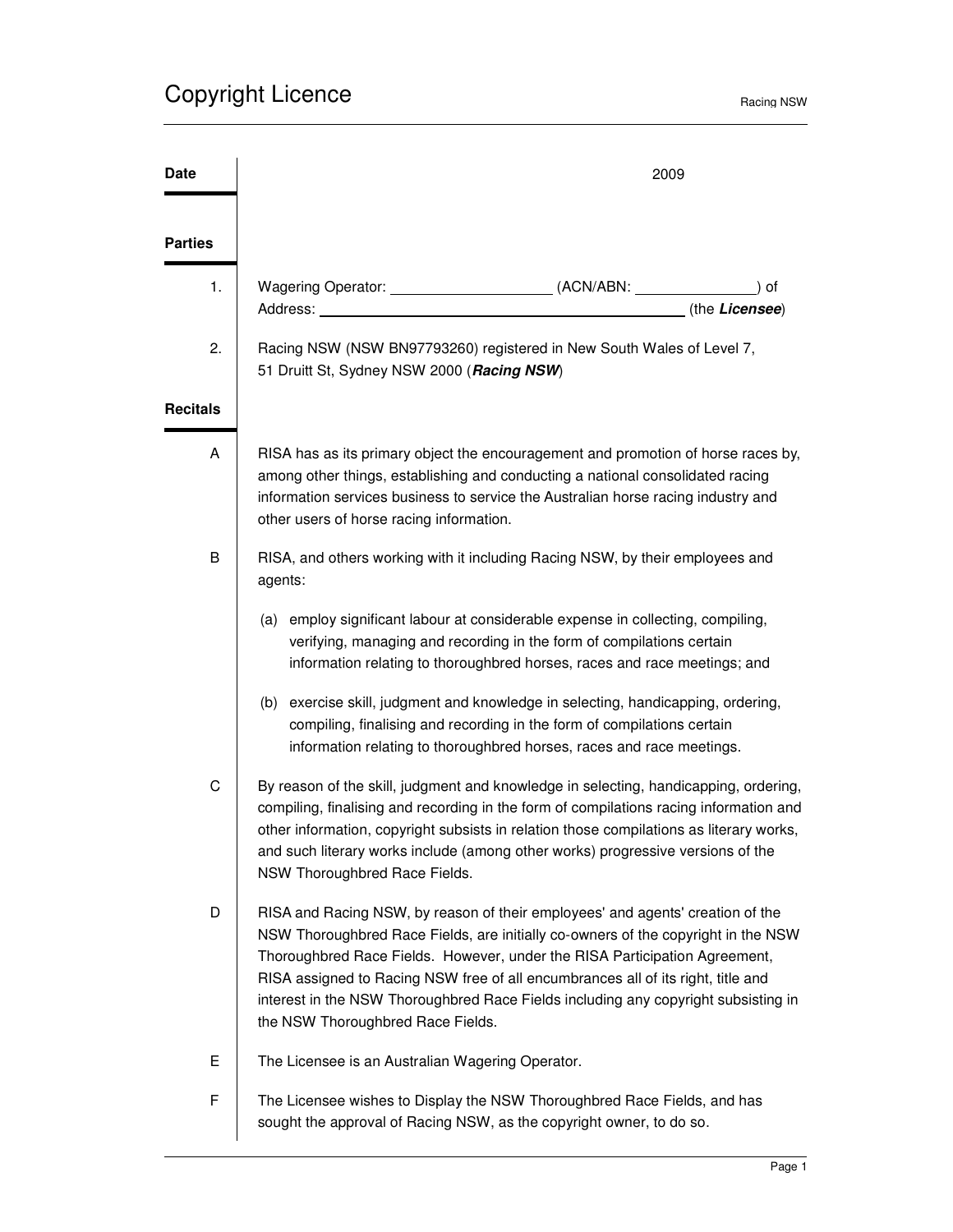# Copyright Licence

**Date** 2009

**Parties**

1. Wagering Operator: ____________________ (ACN/ABN: _______________) of Address: ______________________________________________ (the ***Licensee***)

2. Racing NSW (NSW BN97793260) registered in New South Wales of Level 7, 51 Druitt St, Sydney NSW 2000 (***Racing NSW***)

**Recitals**

A. RISA has as its primary object the encouragement and promotion of horse races by, among other things, establishing and conducting a national consolidated racing information services business to service the Australian horse racing industry and other users of horse racing information.

B. RISA, and others working with it including Racing NSW, by their employees and agents:

   (a) employ significant labour at considerable expense in collecting, compiling, verifying, managing and recording in the form of compilations certain information relating to thoroughbred horses, races and race meetings; and

   (b) exercise skill, judgment and knowledge in selecting, handicapping, ordering, compiling, finalising and recording in the form of compilations certain information relating to thoroughbred horses, races and race meetings.

C. By reason of the skill, judgment and knowledge in selecting, handicapping, ordering, compiling, finalising and recording in the form of compilations racing information and other information, copyright subsists in relation those compilations as literary works, and such literary works include (among other works) progressive versions of the NSW Thoroughbred Race Fields.

D. RISA and Racing NSW, by reason of their employees' and agents' creation of the NSW Thoroughbred Race Fields, are initially co-owners of the copyright in the NSW Thoroughbred Race Fields. However, under the RISA Participation Agreement, RISA assigned to Racing NSW free of all encumbrances all of its right, title and interest in the NSW Thoroughbred Race Fields including any copyright subsisting in the NSW Thoroughbred Race Fields.

E. The Licensee is an Australian Wagering Operator.

F. The Licensee wishes to Display the NSW Thoroughbred Race Fields, and has sought the approval of Racing NSW, as the copyright owner, to do so.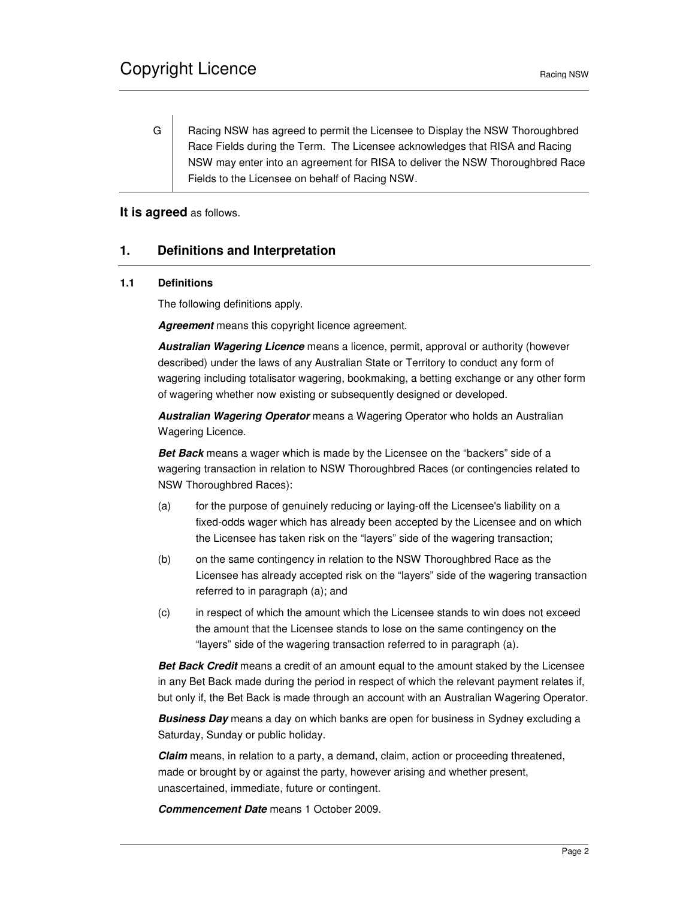G Racing NSW has agreed to permit the Licensee to Display the NSW Thoroughbred Race Fields during the Term. The Licensee acknowledges that RISA and Racing NSW may enter into an agreement for RISA to deliver the NSW Thoroughbred Race Fields to the Licensee on behalf of Racing NSW.

**It is agreed** as follows.

## 1. Definitions and Interpretation

### 1.1 Definitions

The following definitions apply.

***Agreement*** means this copyright licence agreement.

***Australian Wagering Licence*** means a licence, permit, approval or authority (however described) under the laws of any Australian State or Territory to conduct any form of wagering including totalisator wagering, bookmaking, a betting exchange or any other form of wagering whether now existing or subsequently designed or developed.

***Australian Wagering Operator*** means a Wagering Operator who holds an Australian Wagering Licence.

***Bet Back*** means a wager which is made by the Licensee on the "backers" side of a wagering transaction in relation to NSW Thoroughbred Races (or contingencies related to NSW Thoroughbred Races):

(a) for the purpose of genuinely reducing or laying-off the Licensee's liability on a fixed-odds wager which has already been accepted by the Licensee and on which the Licensee has taken risk on the "layers" side of the wagering transaction;

(b) on the same contingency in relation to the NSW Thoroughbred Race as the Licensee has already accepted risk on the "layers" side of the wagering transaction referred to in paragraph (a); and

(c) in respect of which the amount which the Licensee stands to win does not exceed the amount that the Licensee stands to lose on the same contingency on the "layers" side of the wagering transaction referred to in paragraph (a).

***Bet Back Credit*** means a credit of an amount equal to the amount staked by the Licensee in any Bet Back made during the period in respect of which the relevant payment relates if, but only if, the Bet Back is made through an account with an Australian Wagering Operator.

***Business Day*** means a day on which banks are open for business in Sydney excluding a Saturday, Sunday or public holiday.

***Claim*** means, in relation to a party, a demand, claim, action or proceeding threatened, made or brought by or against the party, however arising and whether present, unascertained, immediate, future or contingent.

***Commencement Date*** means 1 October 2009.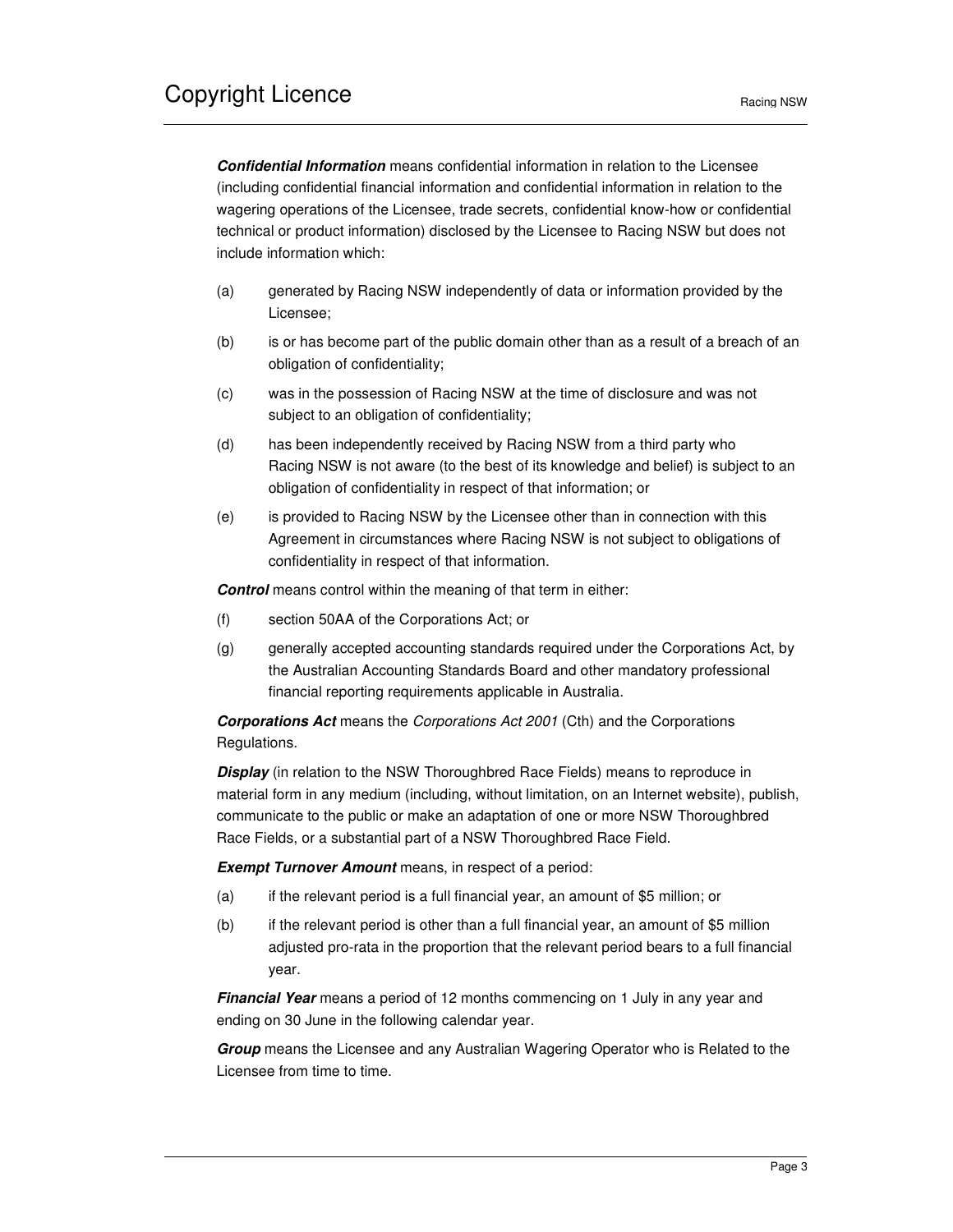***Confidential Information*** means confidential information in relation to the Licensee (including confidential financial information and confidential information in relation to the wagering operations of the Licensee, trade secrets, confidential know-how or confidential technical or product information) disclosed by the Licensee to Racing NSW but does not include information which:

(a) generated by Racing NSW independently of data or information provided by the Licensee;

(b) is or has become part of the public domain other than as a result of a breach of an obligation of confidentiality;

(c) was in the possession of Racing NSW at the time of disclosure and was not subject to an obligation of confidentiality;

(d) has been independently received by Racing NSW from a third party who Racing NSW is not aware (to the best of its knowledge and belief) is subject to an obligation of confidentiality in respect of that information; or

(e) is provided to Racing NSW by the Licensee other than in connection with this Agreement in circumstances where Racing NSW is not subject to obligations of confidentiality in respect of that information.

***Control*** means control within the meaning of that term in either:

(f) section 50AA of the Corporations Act; or

(g) generally accepted accounting standards required under the Corporations Act, by the Australian Accounting Standards Board and other mandatory professional financial reporting requirements applicable in Australia.

***Corporations Act*** means the *Corporations Act 2001* (Cth) and the Corporations Regulations.

***Display*** (in relation to the NSW Thoroughbred Race Fields) means to reproduce in material form in any medium (including, without limitation, on an Internet website), publish, communicate to the public or make an adaptation of one or more NSW Thoroughbred Race Fields, or a substantial part of a NSW Thoroughbred Race Field.

***Exempt Turnover Amount*** means, in respect of a period:

(a) if the relevant period is a full financial year, an amount of $5 million; or

(b) if the relevant period is other than a full financial year, an amount of $5 million adjusted pro-rata in the proportion that the relevant period bears to a full financial year.

***Financial Year*** means a period of 12 months commencing on 1 July in any year and ending on 30 June in the following calendar year.

***Group*** means the Licensee and any Australian Wagering Operator who is Related to the Licensee from time to time.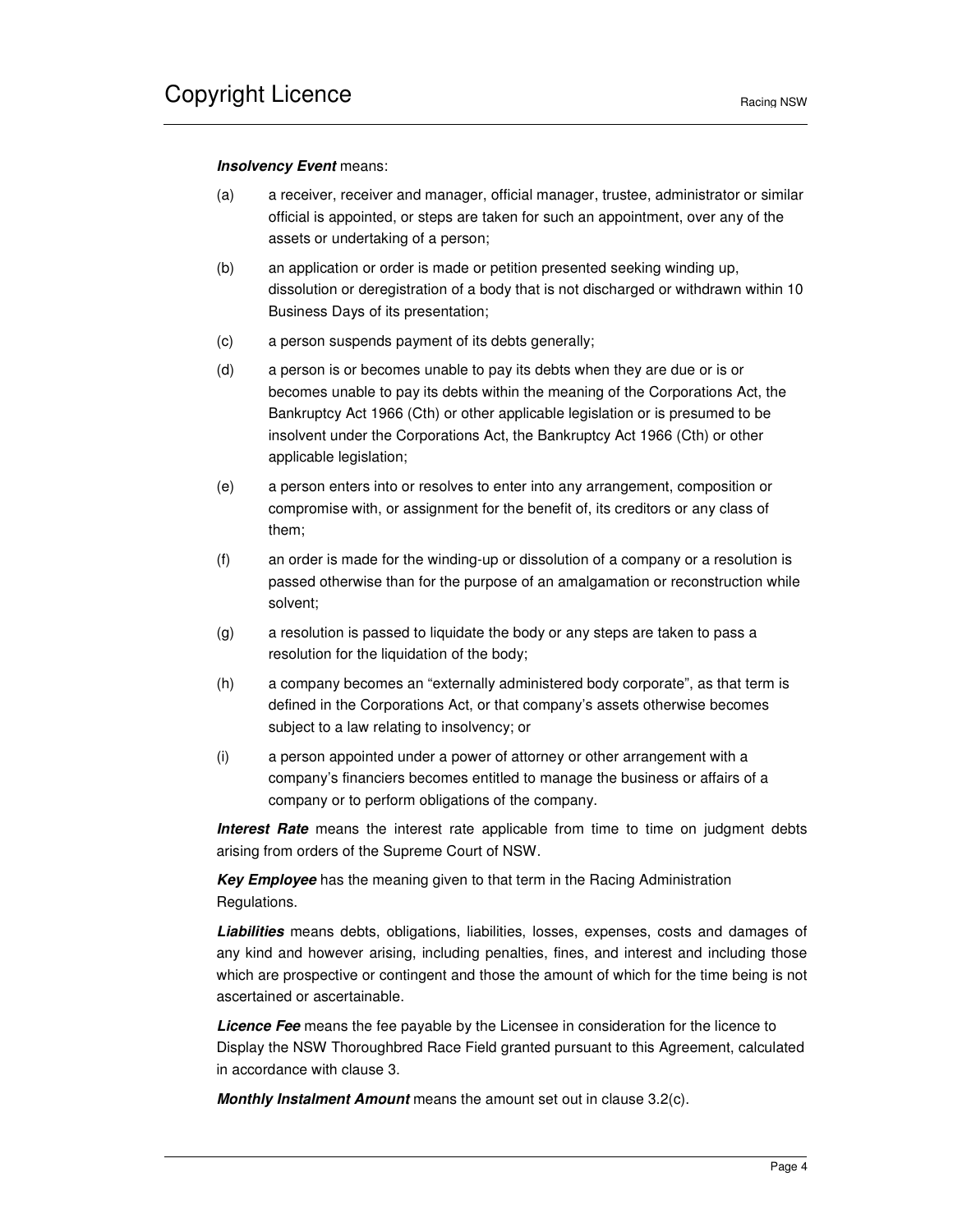***Insolvency Event*** means:

(a) a receiver, receiver and manager, official manager, trustee, administrator or similar official is appointed, or steps are taken for such an appointment, over any of the assets or undertaking of a person;

(b) an application or order is made or petition presented seeking winding up, dissolution or deregistration of a body that is not discharged or withdrawn within 10 Business Days of its presentation;

(c) a person suspends payment of its debts generally;

(d) a person is or becomes unable to pay its debts when they are due or is or becomes unable to pay its debts within the meaning of the Corporations Act, the Bankruptcy Act 1966 (Cth) or other applicable legislation or is presumed to be insolvent under the Corporations Act, the Bankruptcy Act 1966 (Cth) or other applicable legislation;

(e) a person enters into or resolves to enter into any arrangement, composition or compromise with, or assignment for the benefit of, its creditors or any class of them;

(f) an order is made for the winding-up or dissolution of a company or a resolution is passed otherwise than for the purpose of an amalgamation or reconstruction while solvent;

(g) a resolution is passed to liquidate the body or any steps are taken to pass a resolution for the liquidation of the body;

(h) a company becomes an "externally administered body corporate", as that term is defined in the Corporations Act, or that company's assets otherwise becomes subject to a law relating to insolvency; or

(i) a person appointed under a power of attorney or other arrangement with a company's financiers becomes entitled to manage the business or affairs of a company or to perform obligations of the company.

***Interest Rate*** means the interest rate applicable from time to time on judgment debts arising from orders of the Supreme Court of NSW.

***Key Employee*** has the meaning given to that term in the Racing Administration Regulations.

***Liabilities*** means debts, obligations, liabilities, losses, expenses, costs and damages of any kind and however arising, including penalties, fines, and interest and including those which are prospective or contingent and those the amount of which for the time being is not ascertained or ascertainable.

***Licence Fee*** means the fee payable by the Licensee in consideration for the licence to Display the NSW Thoroughbred Race Field granted pursuant to this Agreement, calculated in accordance with clause 3.

***Monthly Instalment Amount*** means the amount set out in clause 3.2(c).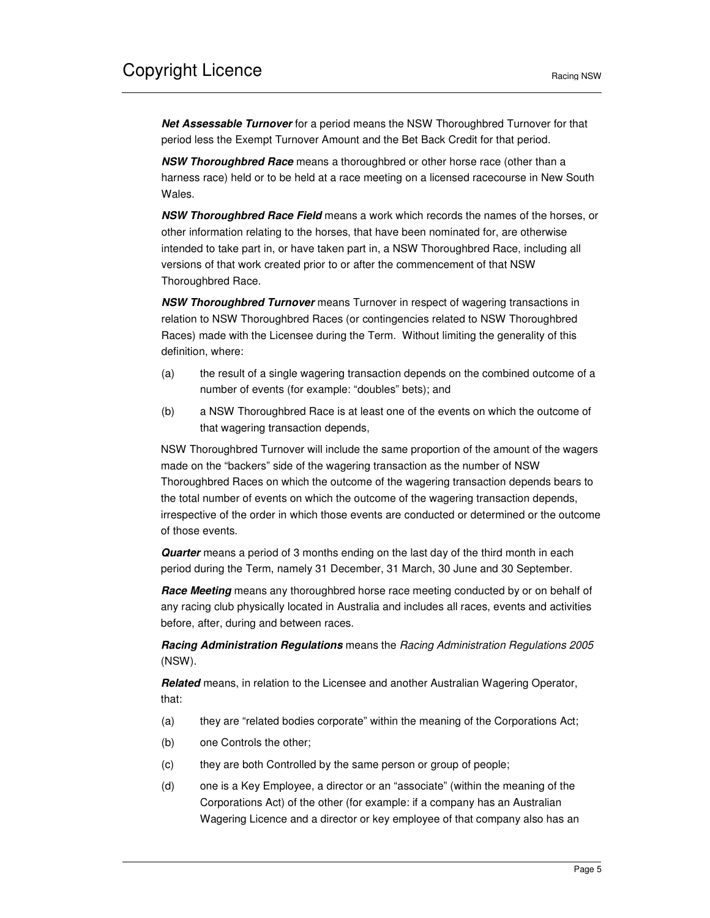***Net Assessable Turnover*** for a period means the NSW Thoroughbred Turnover for that period less the Exempt Turnover Amount and the Bet Back Credit for that period.

***NSW Thoroughbred Race*** means a thoroughbred or other horse race (other than a harness race) held or to be held at a race meeting on a licensed racecourse in New South Wales.

***NSW Thoroughbred Race Field*** means a work which records the names of the horses, or other information relating to the horses, that have been nominated for, are otherwise intended to take part in, or have taken part in, a NSW Thoroughbred Race, including all versions of that work created prior to or after the commencement of that NSW Thoroughbred Race.

***NSW Thoroughbred Turnover*** means Turnover in respect of wagering transactions in relation to NSW Thoroughbred Races (or contingencies related to NSW Thoroughbred Races) made with the Licensee during the Term. Without limiting the generality of this definition, where:

(a) the result of a single wagering transaction depends on the combined outcome of a number of events (for example: "doubles" bets); and

(b) a NSW Thoroughbred Race is at least one of the events on which the outcome of that wagering transaction depends,

NSW Thoroughbred Turnover will include the same proportion of the amount of the wagers made on the "backers" side of the wagering transaction as the number of NSW Thoroughbred Races on which the outcome of the wagering transaction depends bears to the total number of events on which the outcome of the wagering transaction depends, irrespective of the order in which those events are conducted or determined or the outcome of those events.

***Quarter*** means a period of 3 months ending on the last day of the third month in each period during the Term, namely 31 December, 31 March, 30 June and 30 September.

***Race Meeting*** means any thoroughbred horse race meeting conducted by or on behalf of any racing club physically located in Australia and includes all races, events and activities before, after, during and between races.

***Racing Administration Regulations*** means the *Racing Administration Regulations 2005* (NSW).

***Related*** means, in relation to the Licensee and another Australian Wagering Operator, that:

(a) they are "related bodies corporate" within the meaning of the Corporations Act;

(b) one Controls the other;

(c) they are both Controlled by the same person or group of people;

(d) one is a Key Employee, a director or an "associate" (within the meaning of the Corporations Act) of the other (for example: if a company has an Australian Wagering Licence and a director or key employee of that company also has an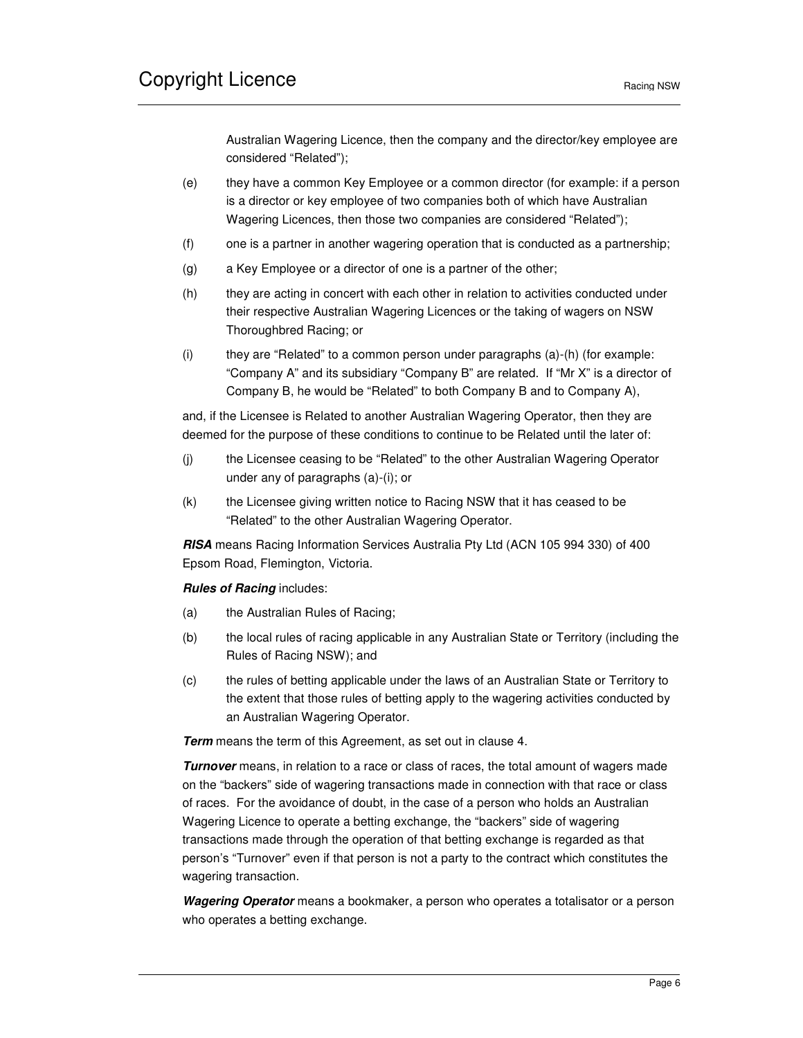Australian Wagering Licence, then the company and the director/key employee are considered “Related”);

(e) they have a common Key Employee or a common director (for example: if a person is a director or key employee of two companies both of which have Australian Wagering Licences, then those two companies are considered “Related”);

(f) one is a partner in another wagering operation that is conducted as a partnership;

(g) a Key Employee or a director of one is a partner of the other;

(h) they are acting in concert with each other in relation to activities conducted under their respective Australian Wagering Licences or the taking of wagers on NSW Thoroughbred Racing; or

(i) they are “Related” to a common person under paragraphs (a)-(h) (for example: “Company A” and its subsidiary “Company B” are related. If “Mr X” is a director of Company B, he would be “Related” to both Company B and to Company A),

and, if the Licensee is Related to another Australian Wagering Operator, then they are deemed for the purpose of these conditions to continue to be Related until the later of:

(j) the Licensee ceasing to be “Related” to the other Australian Wagering Operator under any of paragraphs (a)-(i); or

(k) the Licensee giving written notice to Racing NSW that it has ceased to be “Related” to the other Australian Wagering Operator.

***RISA*** means Racing Information Services Australia Pty Ltd (ACN 105 994 330) of 400 Epsom Road, Flemington, Victoria.

***Rules of Racing*** includes:

(a) the Australian Rules of Racing;

(b) the local rules of racing applicable in any Australian State or Territory (including the Rules of Racing NSW); and

(c) the rules of betting applicable under the laws of an Australian State or Territory to the extent that those rules of betting apply to the wagering activities conducted by an Australian Wagering Operator.

***Term*** means the term of this Agreement, as set out in clause 4.

***Turnover*** means, in relation to a race or class of races, the total amount of wagers made on the “backers” side of wagering transactions made in connection with that race or class of races. For the avoidance of doubt, in the case of a person who holds an Australian Wagering Licence to operate a betting exchange, the “backers” side of wagering transactions made through the operation of that betting exchange is regarded as that person’s “Turnover” even if that person is not a party to the contract which constitutes the wagering transaction.

***Wagering Operator*** means a bookmaker, a person who operates a totalisator or a person who operates a betting exchange.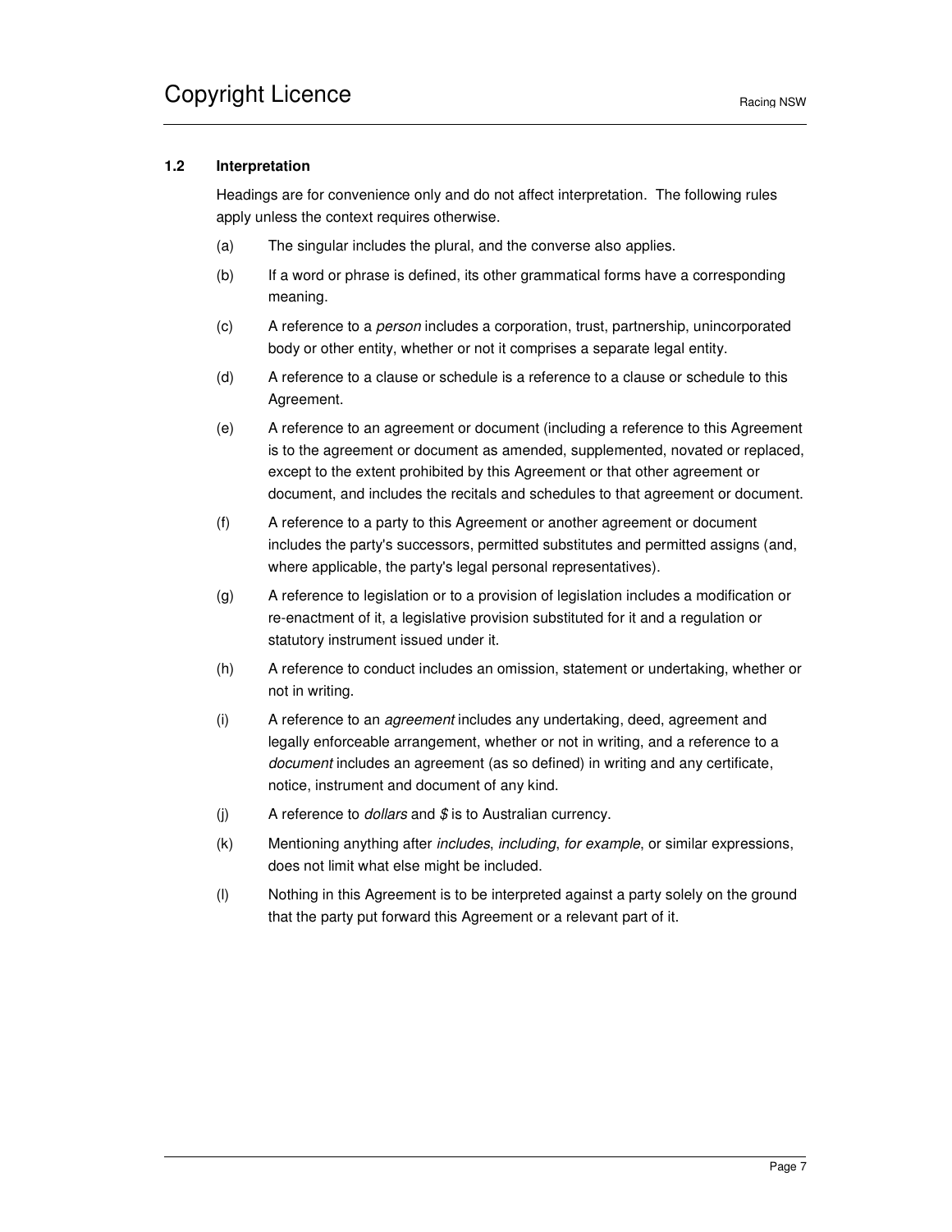### 1.2 Interpretation

Headings are for convenience only and do not affect interpretation. The following rules apply unless the context requires otherwise.

(a) The singular includes the plural, and the converse also applies.

(b) If a word or phrase is defined, its other grammatical forms have a corresponding meaning.

(c) A reference to a *person* includes a corporation, trust, partnership, unincorporated body or other entity, whether or not it comprises a separate legal entity.

(d) A reference to a clause or schedule is a reference to a clause or schedule to this Agreement.

(e) A reference to an agreement or document (including a reference to this Agreement is to the agreement or document as amended, supplemented, novated or replaced, except to the extent prohibited by this Agreement or that other agreement or document, and includes the recitals and schedules to that agreement or document.

(f) A reference to a party to this Agreement or another agreement or document includes the party's successors, permitted substitutes and permitted assigns (and, where applicable, the party's legal personal representatives).

(g) A reference to legislation or to a provision of legislation includes a modification or re-enactment of it, a legislative provision substituted for it and a regulation or statutory instrument issued under it.

(h) A reference to conduct includes an omission, statement or undertaking, whether or not in writing.

(i) A reference to an *agreement* includes any undertaking, deed, agreement and legally enforceable arrangement, whether or not in writing, and a reference to a *document* includes an agreement (as so defined) in writing and any certificate, notice, instrument and document of any kind.

(j) A reference to *dollars* and *$* is to Australian currency.

(k) Mentioning anything after *includes*, *including*, *for example*, or similar expressions, does not limit what else might be included.

(l) Nothing in this Agreement is to be interpreted against a party solely on the ground that the party put forward this Agreement or a relevant part of it.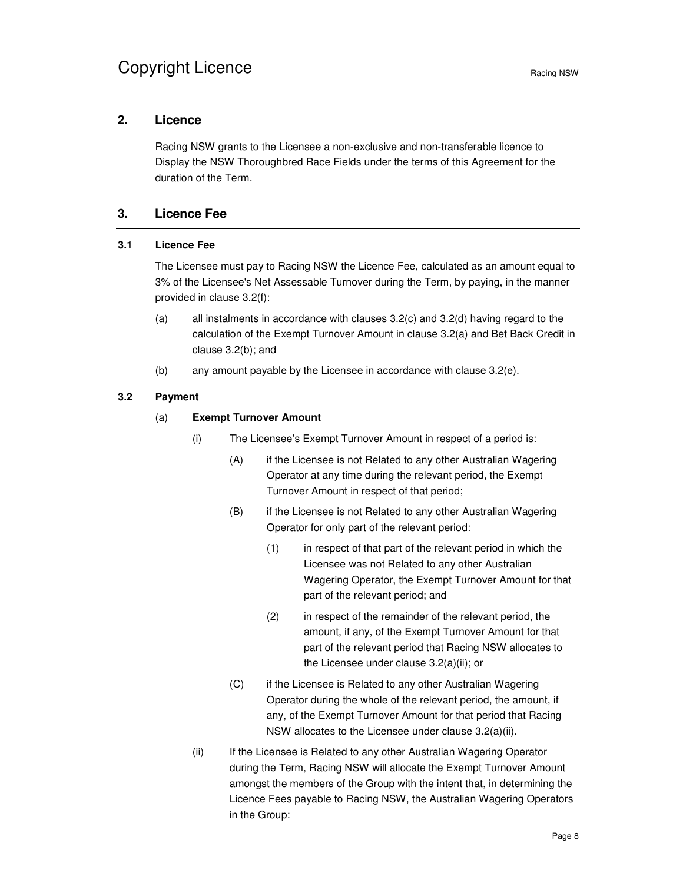## 2. Licence

Racing NSW grants to the Licensee a non-exclusive and non-transferable licence to Display the NSW Thoroughbred Race Fields under the terms of this Agreement for the duration of the Term.

## 3. Licence Fee

### 3.1 Licence Fee

The Licensee must pay to Racing NSW the Licence Fee, calculated as an amount equal to 3% of the Licensee's Net Assessable Turnover during the Term, by paying, in the manner provided in clause 3.2(f):

(a) all instalments in accordance with clauses 3.2(c) and 3.2(d) having regard to the calculation of the Exempt Turnover Amount in clause 3.2(a) and Bet Back Credit in clause 3.2(b); and

(b) any amount payable by the Licensee in accordance with clause 3.2(e).

### 3.2 Payment

(a) **Exempt Turnover Amount**

(i) The Licensee's Exempt Turnover Amount in respect of a period is:

(A) if the Licensee is not Related to any other Australian Wagering Operator at any time during the relevant period, the Exempt Turnover Amount in respect of that period;

(B) if the Licensee is not Related to any other Australian Wagering Operator for only part of the relevant period:

(1) in respect of that part of the relevant period in which the Licensee was not Related to any other Australian Wagering Operator, the Exempt Turnover Amount for that part of the relevant period; and

(2) in respect of the remainder of the relevant period, the amount, if any, of the Exempt Turnover Amount for that part of the relevant period that Racing NSW allocates to the Licensee under clause 3.2(a)(ii); or

(C) if the Licensee is Related to any other Australian Wagering Operator during the whole of the relevant period, the amount, if any, of the Exempt Turnover Amount for that period that Racing NSW allocates to the Licensee under clause 3.2(a)(ii).

(ii) If the Licensee is Related to any other Australian Wagering Operator during the Term, Racing NSW will allocate the Exempt Turnover Amount amongst the members of the Group with the intent that, in determining the Licence Fees payable to Racing NSW, the Australian Wagering Operators in the Group: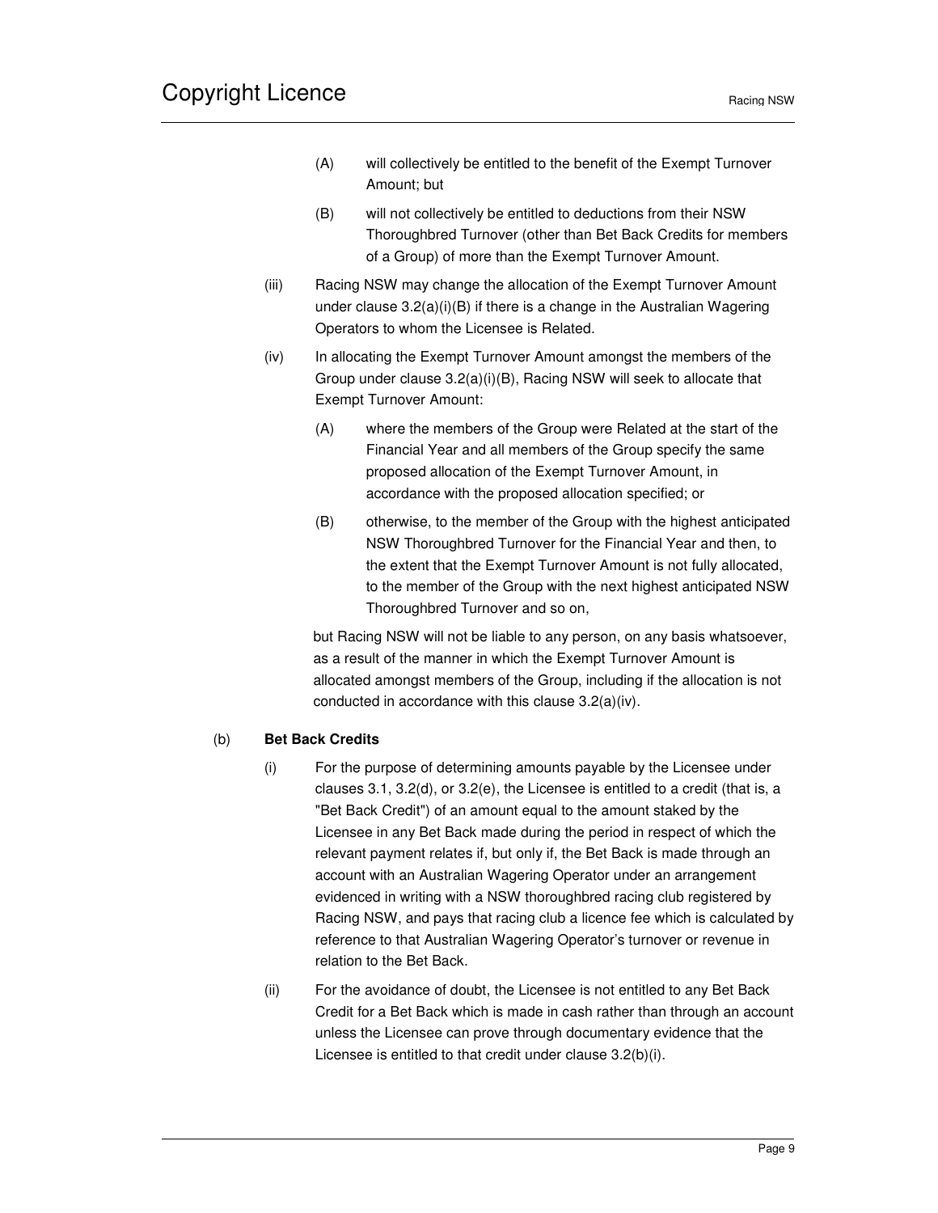(A) will collectively be entitled to the benefit of the Exempt Turnover Amount; but

(B) will not collectively be entitled to deductions from their NSW Thoroughbred Turnover (other than Bet Back Credits for members of a Group) of more than the Exempt Turnover Amount.

(iii) Racing NSW may change the allocation of the Exempt Turnover Amount under clause 3.2(a)(i)(B) if there is a change in the Australian Wagering Operators to whom the Licensee is Related.

(iv) In allocating the Exempt Turnover Amount amongst the members of the Group under clause 3.2(a)(i)(B), Racing NSW will seek to allocate that Exempt Turnover Amount:

(A) where the members of the Group were Related at the start of the Financial Year and all members of the Group specify the same proposed allocation of the Exempt Turnover Amount, in accordance with the proposed allocation specified; or

(B) otherwise, to the member of the Group with the highest anticipated NSW Thoroughbred Turnover for the Financial Year and then, to the extent that the Exempt Turnover Amount is not fully allocated, to the member of the Group with the next highest anticipated NSW Thoroughbred Turnover and so on,

but Racing NSW will not be liable to any person, on any basis whatsoever, as a result of the manner in which the Exempt Turnover Amount is allocated amongst members of the Group, including if the allocation is not conducted in accordance with this clause 3.2(a)(iv).

(b) **Bet Back Credits**

(i) For the purpose of determining amounts payable by the Licensee under clauses 3.1, 3.2(d), or 3.2(e), the Licensee is entitled to a credit (that is, a "Bet Back Credit") of an amount equal to the amount staked by the Licensee in any Bet Back made during the period in respect of which the relevant payment relates if, but only if, the Bet Back is made through an account with an Australian Wagering Operator under an arrangement evidenced in writing with a NSW thoroughbred racing club registered by Racing NSW, and pays that racing club a licence fee which is calculated by reference to that Australian Wagering Operator's turnover or revenue in relation to the Bet Back.

(ii) For the avoidance of doubt, the Licensee is not entitled to any Bet Back Credit for a Bet Back which is made in cash rather than through an account unless the Licensee can prove through documentary evidence that the Licensee is entitled to that credit under clause 3.2(b)(i).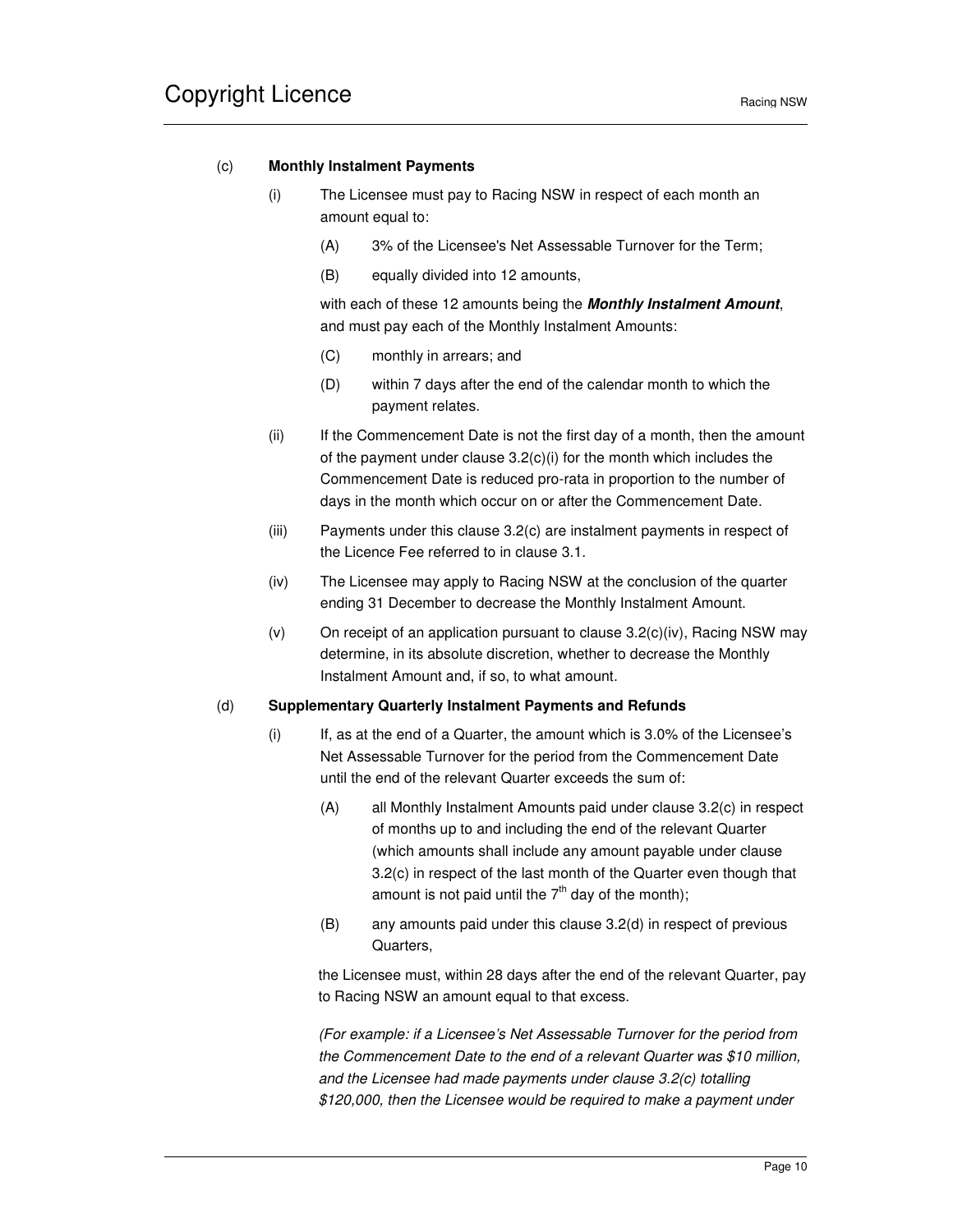(c) **Monthly Instalment Payments**

(i) The Licensee must pay to Racing NSW in respect of each month an amount equal to:

(A) 3% of the Licensee's Net Assessable Turnover for the Term;

(B) equally divided into 12 amounts,

with each of these 12 amounts being the ***Monthly Instalment Amount***, and must pay each of the Monthly Instalment Amounts:

(C) monthly in arrears; and

(D) within 7 days after the end of the calendar month to which the payment relates.

(ii) If the Commencement Date is not the first day of a month, then the amount of the payment under clause 3.2(c)(i) for the month which includes the Commencement Date is reduced pro-rata in proportion to the number of days in the month which occur on or after the Commencement Date.

(iii) Payments under this clause 3.2(c) are instalment payments in respect of the Licence Fee referred to in clause 3.1.

(iv) The Licensee may apply to Racing NSW at the conclusion of the quarter ending 31 December to decrease the Monthly Instalment Amount.

(v) On receipt of an application pursuant to clause 3.2(c)(iv), Racing NSW may determine, in its absolute discretion, whether to decrease the Monthly Instalment Amount and, if so, to what amount.

(d) **Supplementary Quarterly Instalment Payments and Refunds**

(i) If, as at the end of a Quarter, the amount which is 3.0% of the Licensee's Net Assessable Turnover for the period from the Commencement Date until the end of the relevant Quarter exceeds the sum of:

(A) all Monthly Instalment Amounts paid under clause 3.2(c) in respect of months up to and including the end of the relevant Quarter (which amounts shall include any amount payable under clause 3.2(c) in respect of the last month of the Quarter even though that amount is not paid until the 7th day of the month);

(B) any amounts paid under this clause 3.2(d) in respect of previous Quarters,

the Licensee must, within 28 days after the end of the relevant Quarter, pay to Racing NSW an amount equal to that excess.

*(For example: if a Licensee's Net Assessable Turnover for the period from the Commencement Date to the end of a relevant Quarter was $10 million, and the Licensee had made payments under clause 3.2(c) totalling $120,000, then the Licensee would be required to make a payment under*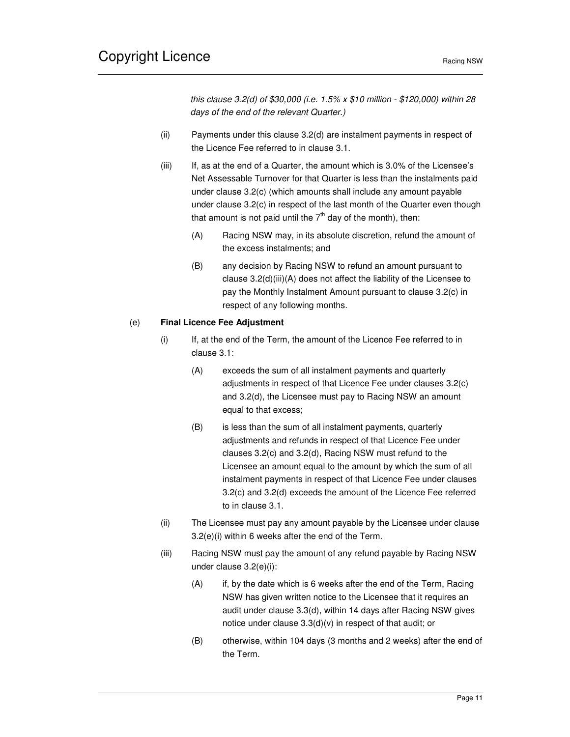*this clause 3.2(d) of $30,000 (i.e. 1.5% x $10 million - $120,000) within 28 days of the end of the relevant Quarter.)*

(ii) Payments under this clause 3.2(d) are instalment payments in respect of the Licence Fee referred to in clause 3.1.

(iii) If, as at the end of a Quarter, the amount which is 3.0% of the Licensee's Net Assessable Turnover for that Quarter is less than the instalments paid under clause 3.2(c) (which amounts shall include any amount payable under clause 3.2(c) in respect of the last month of the Quarter even though that amount is not paid until the 7th day of the month), then:

(A) Racing NSW may, in its absolute discretion, refund the amount of the excess instalments; and

(B) any decision by Racing NSW to refund an amount pursuant to clause 3.2(d)(iii)(A) does not affect the liability of the Licensee to pay the Monthly Instalment Amount pursuant to clause 3.2(c) in respect of any following months.

(e) **Final Licence Fee Adjustment**

(i) If, at the end of the Term, the amount of the Licence Fee referred to in clause 3.1:

(A) exceeds the sum of all instalment payments and quarterly adjustments in respect of that Licence Fee under clauses 3.2(c) and 3.2(d), the Licensee must pay to Racing NSW an amount equal to that excess;

(B) is less than the sum of all instalment payments, quarterly adjustments and refunds in respect of that Licence Fee under clauses 3.2(c) and 3.2(d), Racing NSW must refund to the Licensee an amount equal to the amount by which the sum of all instalment payments in respect of that Licence Fee under clauses 3.2(c) and 3.2(d) exceeds the amount of the Licence Fee referred to in clause 3.1.

(ii) The Licensee must pay any amount payable by the Licensee under clause 3.2(e)(i) within 6 weeks after the end of the Term.

(iii) Racing NSW must pay the amount of any refund payable by Racing NSW under clause 3.2(e)(i):

(A) if, by the date which is 6 weeks after the end of the Term, Racing NSW has given written notice to the Licensee that it requires an audit under clause 3.3(d), within 14 days after Racing NSW gives notice under clause 3.3(d)(v) in respect of that audit; or

(B) otherwise, within 104 days (3 months and 2 weeks) after the end of the Term.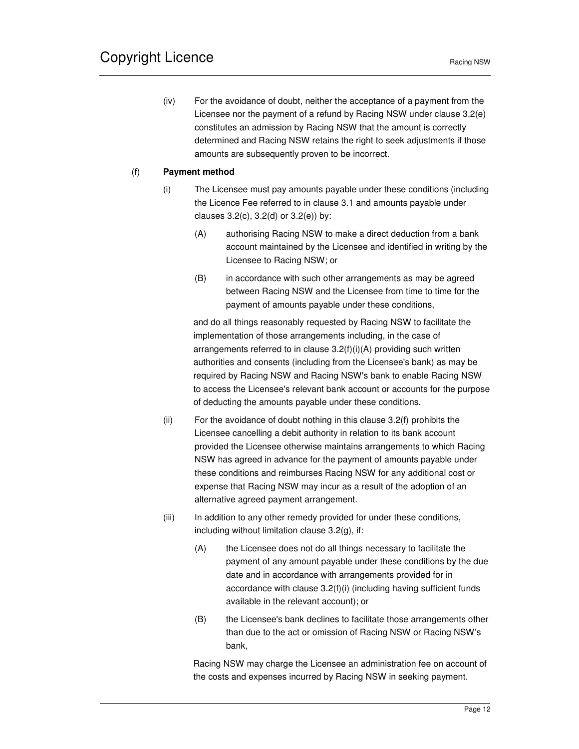(iv) For the avoidance of doubt, neither the acceptance of a payment from the Licensee nor the payment of a refund by Racing NSW under clause 3.2(e) constitutes an admission by Racing NSW that the amount is correctly determined and Racing NSW retains the right to seek adjustments if those amounts are subsequently proven to be incorrect.

(f) **Payment method**

(i) The Licensee must pay amounts payable under these conditions (including the Licence Fee referred to in clause 3.1 and amounts payable under clauses 3.2(c), 3.2(d) or 3.2(e)) by:

(A) authorising Racing NSW to make a direct deduction from a bank account maintained by the Licensee and identified in writing by the Licensee to Racing NSW; or

(B) in accordance with such other arrangements as may be agreed between Racing NSW and the Licensee from time to time for the payment of amounts payable under these conditions,

and do all things reasonably requested by Racing NSW to facilitate the implementation of those arrangements including, in the case of arrangements referred to in clause 3.2(f)(i)(A) providing such written authorities and consents (including from the Licensee's bank) as may be required by Racing NSW and Racing NSW's bank to enable Racing NSW to access the Licensee's relevant bank account or accounts for the purpose of deducting the amounts payable under these conditions.

(ii) For the avoidance of doubt nothing in this clause 3.2(f) prohibits the Licensee cancelling a debit authority in relation to its bank account provided the Licensee otherwise maintains arrangements to which Racing NSW has agreed in advance for the payment of amounts payable under these conditions and reimburses Racing NSW for any additional cost or expense that Racing NSW may incur as a result of the adoption of an alternative agreed payment arrangement.

(iii) In addition to any other remedy provided for under these conditions, including without limitation clause 3.2(g), if:

(A) the Licensee does not do all things necessary to facilitate the payment of any amount payable under these conditions by the due date and in accordance with arrangements provided for in accordance with clause 3.2(f)(i) (including having sufficient funds available in the relevant account); or

(B) the Licensee's bank declines to facilitate those arrangements other than due to the act or omission of Racing NSW or Racing NSW's bank,

Racing NSW may charge the Licensee an administration fee on account of the costs and expenses incurred by Racing NSW in seeking payment.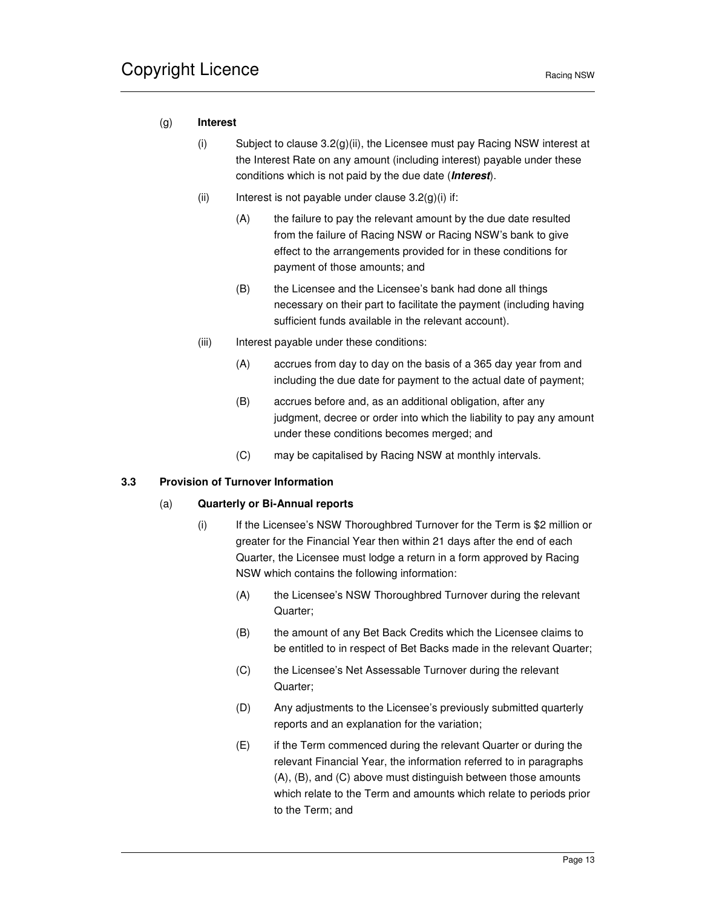(g) **Interest**

(i) Subject to clause 3.2(g)(ii), the Licensee must pay Racing NSW interest at the Interest Rate on any amount (including interest) payable under these conditions which is not paid by the due date (***Interest***).

(ii) Interest is not payable under clause 3.2(g)(i) if:

(A) the failure to pay the relevant amount by the due date resulted from the failure of Racing NSW or Racing NSW's bank to give effect to the arrangements provided for in these conditions for payment of those amounts; and

(B) the Licensee and the Licensee's bank had done all things necessary on their part to facilitate the payment (including having sufficient funds available in the relevant account).

(iii) Interest payable under these conditions:

(A) accrues from day to day on the basis of a 365 day year from and including the due date for payment to the actual date of payment;

(B) accrues before and, as an additional obligation, after any judgment, decree or order into which the liability to pay any amount under these conditions becomes merged; and

(C) may be capitalised by Racing NSW at monthly intervals.

### 3.3 Provision of Turnover Information

(a) **Quarterly or Bi-Annual reports**

(i) If the Licensee's NSW Thoroughbred Turnover for the Term is $2 million or greater for the Financial Year then within 21 days after the end of each Quarter, the Licensee must lodge a return in a form approved by Racing NSW which contains the following information:

(A) the Licensee's NSW Thoroughbred Turnover during the relevant Quarter;

(B) the amount of any Bet Back Credits which the Licensee claims to be entitled to in respect of Bet Backs made in the relevant Quarter;

(C) the Licensee's Net Assessable Turnover during the relevant Quarter;

(D) Any adjustments to the Licensee's previously submitted quarterly reports and an explanation for the variation;

(E) if the Term commenced during the relevant Quarter or during the relevant Financial Year, the information referred to in paragraphs (A), (B), and (C) above must distinguish between those amounts which relate to the Term and amounts which relate to periods prior to the Term; and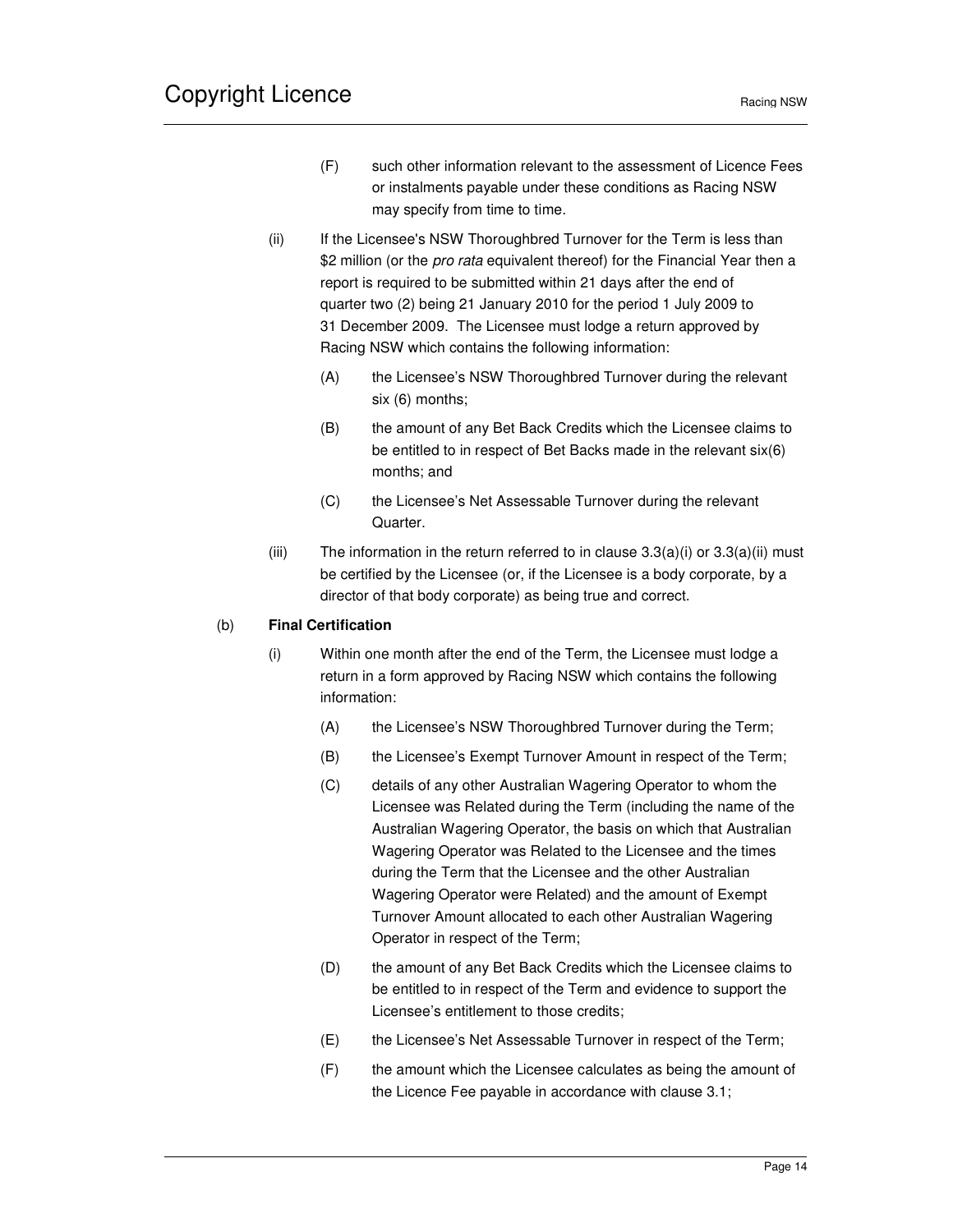(F) such other information relevant to the assessment of Licence Fees or instalments payable under these conditions as Racing NSW may specify from time to time.

(ii) If the Licensee's NSW Thoroughbred Turnover for the Term is less than $2 million (or the *pro rata* equivalent thereof) for the Financial Year then a report is required to be submitted within 21 days after the end of quarter two (2) being 21 January 2010 for the period 1 July 2009 to 31 December 2009. The Licensee must lodge a return approved by Racing NSW which contains the following information:

(A) the Licensee's NSW Thoroughbred Turnover during the relevant six (6) months;

(B) the amount of any Bet Back Credits which the Licensee claims to be entitled to in respect of Bet Backs made in the relevant six(6) months; and

(C) the Licensee's Net Assessable Turnover during the relevant Quarter.

(iii) The information in the return referred to in clause 3.3(a)(i) or 3.3(a)(ii) must be certified by the Licensee (or, if the Licensee is a body corporate, by a director of that body corporate) as being true and correct.

(b) **Final Certification**

(i) Within one month after the end of the Term, the Licensee must lodge a return in a form approved by Racing NSW which contains the following information:

(A) the Licensee's NSW Thoroughbred Turnover during the Term;

(B) the Licensee's Exempt Turnover Amount in respect of the Term;

(C) details of any other Australian Wagering Operator to whom the Licensee was Related during the Term (including the name of the Australian Wagering Operator, the basis on which that Australian Wagering Operator was Related to the Licensee and the times during the Term that the Licensee and the other Australian Wagering Operator were Related) and the amount of Exempt Turnover Amount allocated to each other Australian Wagering Operator in respect of the Term;

(D) the amount of any Bet Back Credits which the Licensee claims to be entitled to in respect of the Term and evidence to support the Licensee's entitlement to those credits;

(E) the Licensee's Net Assessable Turnover in respect of the Term;

(F) the amount which the Licensee calculates as being the amount of the Licence Fee payable in accordance with clause 3.1;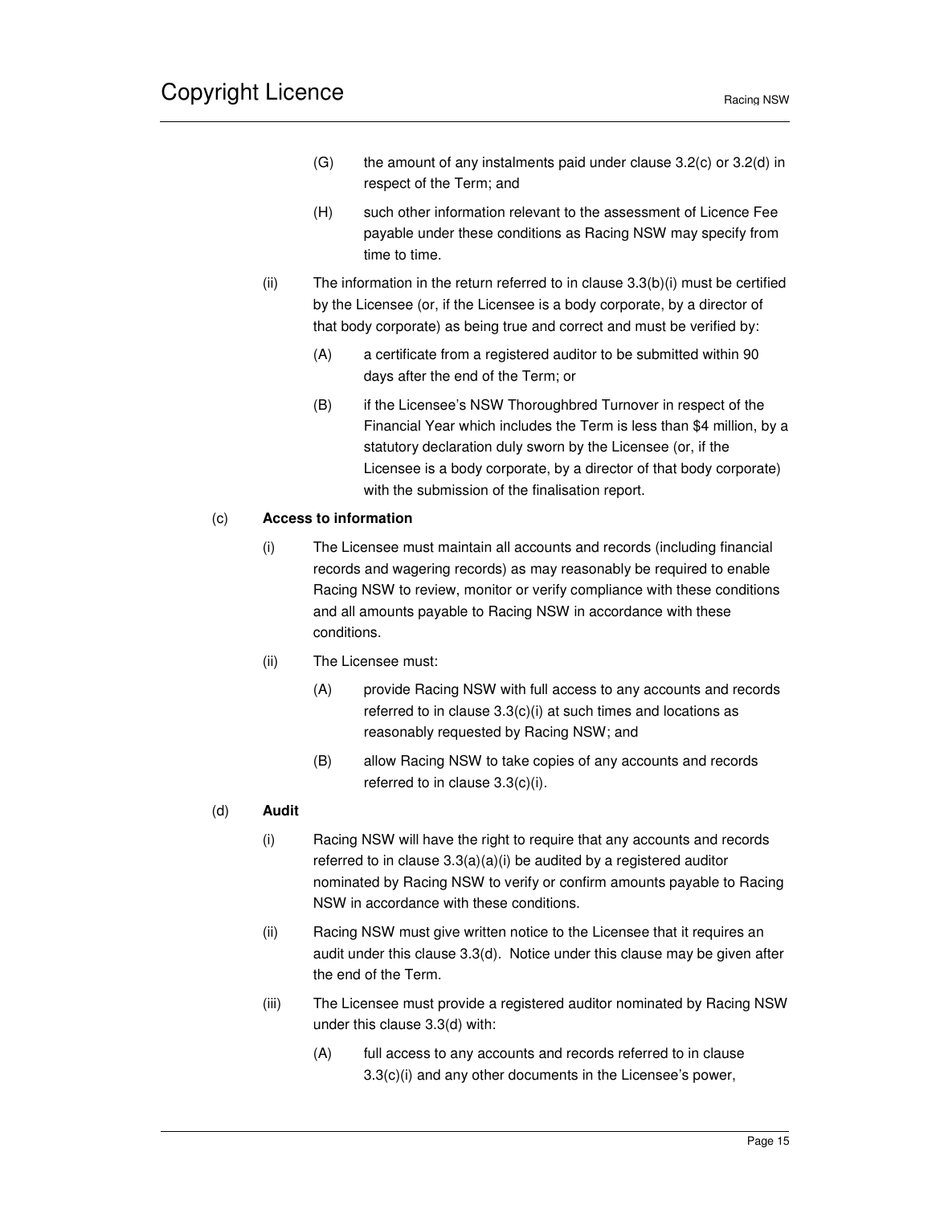(G) the amount of any instalments paid under clause 3.2(c) or 3.2(d) in respect of the Term; and

(H) such other information relevant to the assessment of Licence Fee payable under these conditions as Racing NSW may specify from time to time.

(ii) The information in the return referred to in clause 3.3(b)(i) must be certified by the Licensee (or, if the Licensee is a body corporate, by a director of that body corporate) as being true and correct and must be verified by:

(A) a certificate from a registered auditor to be submitted within 90 days after the end of the Term; or

(B) if the Licensee's NSW Thoroughbred Turnover in respect of the Financial Year which includes the Term is less than $4 million, by a statutory declaration duly sworn by the Licensee (or, if the Licensee is a body corporate, by a director of that body corporate) with the submission of the finalisation report.

(c) **Access to information**

(i) The Licensee must maintain all accounts and records (including financial records and wagering records) as may reasonably be required to enable Racing NSW to review, monitor or verify compliance with these conditions and all amounts payable to Racing NSW in accordance with these conditions.

(ii) The Licensee must:

(A) provide Racing NSW with full access to any accounts and records referred to in clause 3.3(c)(i) at such times and locations as reasonably requested by Racing NSW; and

(B) allow Racing NSW to take copies of any accounts and records referred to in clause 3.3(c)(i).

(d) **Audit**

(i) Racing NSW will have the right to require that any accounts and records referred to in clause 3.3(a)(a)(i) be audited by a registered auditor nominated by Racing NSW to verify or confirm amounts payable to Racing NSW in accordance with these conditions.

(ii) Racing NSW must give written notice to the Licensee that it requires an audit under this clause 3.3(d). Notice under this clause may be given after the end of the Term.

(iii) The Licensee must provide a registered auditor nominated by Racing NSW under this clause 3.3(d) with:

(A) full access to any accounts and records referred to in clause 3.3(c)(i) and any other documents in the Licensee's power,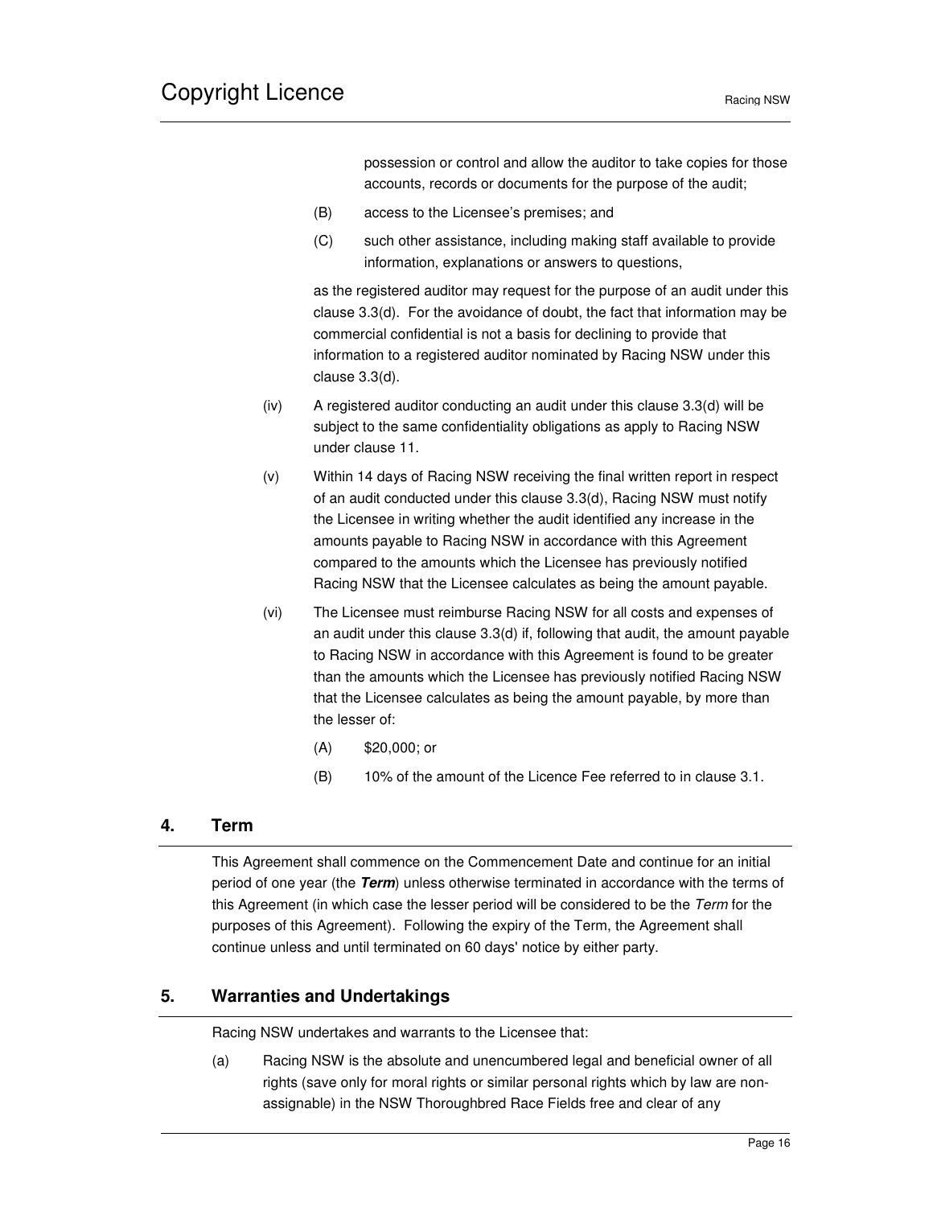possession or control and allow the auditor to take copies for those accounts, records or documents for the purpose of the audit;

(B) access to the Licensee's premises; and

(C) such other assistance, including making staff available to provide information, explanations or answers to questions,

as the registered auditor may request for the purpose of an audit under this clause 3.3(d). For the avoidance of doubt, the fact that information may be commercial confidential is not a basis for declining to provide that information to a registered auditor nominated by Racing NSW under this clause 3.3(d).

(iv) A registered auditor conducting an audit under this clause 3.3(d) will be subject to the same confidentiality obligations as apply to Racing NSW under clause 11.

(v) Within 14 days of Racing NSW receiving the final written report in respect of an audit conducted under this clause 3.3(d), Racing NSW must notify the Licensee in writing whether the audit identified any increase in the amounts payable to Racing NSW in accordance with this Agreement compared to the amounts which the Licensee has previously notified Racing NSW that the Licensee calculates as being the amount payable.

(vi) The Licensee must reimburse Racing NSW for all costs and expenses of an audit under this clause 3.3(d) if, following that audit, the amount payable to Racing NSW in accordance with this Agreement is found to be greater than the amounts which the Licensee has previously notified Racing NSW that the Licensee calculates as being the amount payable, by more than the lesser of:

(A) $20,000; or

(B) 10% of the amount of the Licence Fee referred to in clause 3.1.

## 4. Term

This Agreement shall commence on the Commencement Date and continue for an initial period of one year (the ***Term***) unless otherwise terminated in accordance with the terms of this Agreement (in which case the lesser period will be considered to be the *Term* for the purposes of this Agreement). Following the expiry of the Term, the Agreement shall continue unless and until terminated on 60 days' notice by either party.

## 5. Warranties and Undertakings

Racing NSW undertakes and warrants to the Licensee that:

(a) Racing NSW is the absolute and unencumbered legal and beneficial owner of all rights (save only for moral rights or similar personal rights which by law are non-assignable) in the NSW Thoroughbred Race Fields free and clear of any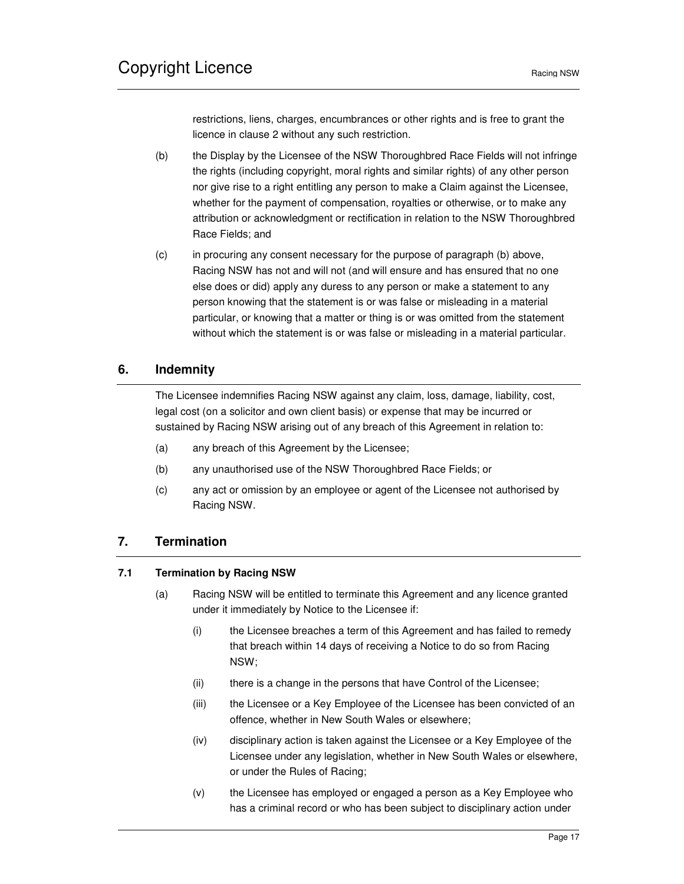restrictions, liens, charges, encumbrances or other rights and is free to grant the licence in clause 2 without any such restriction.

(b) the Display by the Licensee of the NSW Thoroughbred Race Fields will not infringe the rights (including copyright, moral rights and similar rights) of any other person nor give rise to a right entitling any person to make a Claim against the Licensee, whether for the payment of compensation, royalties or otherwise, or to make any attribution or acknowledgment or rectification in relation to the NSW Thoroughbred Race Fields; and

(c) in procuring any consent necessary for the purpose of paragraph (b) above, Racing NSW has not and will not (and will ensure and has ensured that no one else does or did) apply any duress to any person or make a statement to any person knowing that the statement is or was false or misleading in a material particular, or knowing that a matter or thing is or was omitted from the statement without which the statement is or was false or misleading in a material particular.

## 6. Indemnity

The Licensee indemnifies Racing NSW against any claim, loss, damage, liability, cost, legal cost (on a solicitor and own client basis) or expense that may be incurred or sustained by Racing NSW arising out of any breach of this Agreement in relation to:

(a) any breach of this Agreement by the Licensee;

(b) any unauthorised use of the NSW Thoroughbred Race Fields; or

(c) any act or omission by an employee or agent of the Licensee not authorised by Racing NSW.

## 7. Termination

### 7.1 Termination by Racing NSW

(a) Racing NSW will be entitled to terminate this Agreement and any licence granted under it immediately by Notice to the Licensee if:

(i) the Licensee breaches a term of this Agreement and has failed to remedy that breach within 14 days of receiving a Notice to do so from Racing NSW;

(ii) there is a change in the persons that have Control of the Licensee;

(iii) the Licensee or a Key Employee of the Licensee has been convicted of an offence, whether in New South Wales or elsewhere;

(iv) disciplinary action is taken against the Licensee or a Key Employee of the Licensee under any legislation, whether in New South Wales or elsewhere, or under the Rules of Racing;

(v) the Licensee has employed or engaged a person as a Key Employee who has a criminal record or who has been subject to disciplinary action under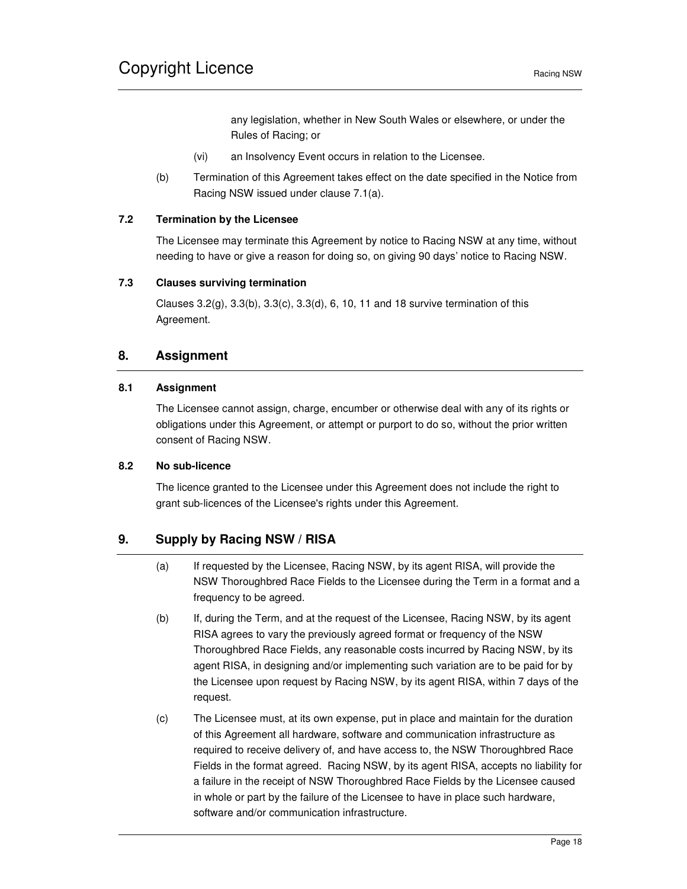any legislation, whether in New South Wales or elsewhere, or under the Rules of Racing; or

(vi) an Insolvency Event occurs in relation to the Licensee.

(b) Termination of this Agreement takes effect on the date specified in the Notice from Racing NSW issued under clause 7.1(a).

### 7.2 Termination by the Licensee

The Licensee may terminate this Agreement by notice to Racing NSW at any time, without needing to have or give a reason for doing so, on giving 90 days' notice to Racing NSW.

### 7.3 Clauses surviving termination

Clauses 3.2(g), 3.3(b), 3.3(c), 3.3(d), 6, 10, 11 and 18 survive termination of this Agreement.

## 8. Assignment

### 8.1 Assignment

The Licensee cannot assign, charge, encumber or otherwise deal with any of its rights or obligations under this Agreement, or attempt or purport to do so, without the prior written consent of Racing NSW.

### 8.2 No sub-licence

The licence granted to the Licensee under this Agreement does not include the right to grant sub-licences of the Licensee's rights under this Agreement.

## 9. Supply by Racing NSW / RISA

(a) If requested by the Licensee, Racing NSW, by its agent RISA, will provide the NSW Thoroughbred Race Fields to the Licensee during the Term in a format and a frequency to be agreed.

(b) If, during the Term, and at the request of the Licensee, Racing NSW, by its agent RISA agrees to vary the previously agreed format or frequency of the NSW Thoroughbred Race Fields, any reasonable costs incurred by Racing NSW, by its agent RISA, in designing and/or implementing such variation are to be paid for by the Licensee upon request by Racing NSW, by its agent RISA, within 7 days of the request.

(c) The Licensee must, at its own expense, put in place and maintain for the duration of this Agreement all hardware, software and communication infrastructure as required to receive delivery of, and have access to, the NSW Thoroughbred Race Fields in the format agreed. Racing NSW, by its agent RISA, accepts no liability for a failure in the receipt of NSW Thoroughbred Race Fields by the Licensee caused in whole or part by the failure of the Licensee to have in place such hardware, software and/or communication infrastructure.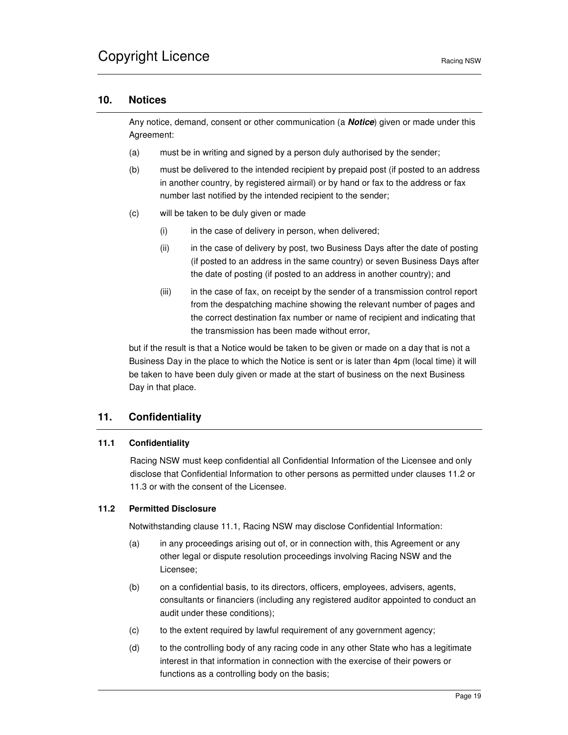## 10. Notices

Any notice, demand, consent or other communication (a ***Notice***) given or made under this Agreement:

(a) must be in writing and signed by a person duly authorised by the sender;

(b) must be delivered to the intended recipient by prepaid post (if posted to an address in another country, by registered airmail) or by hand or fax to the address or fax number last notified by the intended recipient to the sender;

(c) will be taken to be duly given or made

  (i) in the case of delivery in person, when delivered;

  (ii) in the case of delivery by post, two Business Days after the date of posting (if posted to an address in the same country) or seven Business Days after the date of posting (if posted to an address in another country); and

  (iii) in the case of fax, on receipt by the sender of a transmission control report from the despatching machine showing the relevant number of pages and the correct destination fax number or name of recipient and indicating that the transmission has been made without error,

but if the result is that a Notice would be taken to be given or made on a day that is not a Business Day in the place to which the Notice is sent or is later than 4pm (local time) it will be taken to have been duly given or made at the start of business on the next Business Day in that place.

## 11. Confidentiality

### 11.1 Confidentiality

Racing NSW must keep confidential all Confidential Information of the Licensee and only disclose that Confidential Information to other persons as permitted under clauses 11.2 or 11.3 or with the consent of the Licensee.

### 11.2 Permitted Disclosure

Notwithstanding clause 11.1, Racing NSW may disclose Confidential Information:

(a) in any proceedings arising out of, or in connection with, this Agreement or any other legal or dispute resolution proceedings involving Racing NSW and the Licensee;

(b) on a confidential basis, to its directors, officers, employees, advisers, agents, consultants or financiers (including any registered auditor appointed to conduct an audit under these conditions);

(c) to the extent required by lawful requirement of any government agency;

(d) to the controlling body of any racing code in any other State who has a legitimate interest in that information in connection with the exercise of their powers or functions as a controlling body on the basis;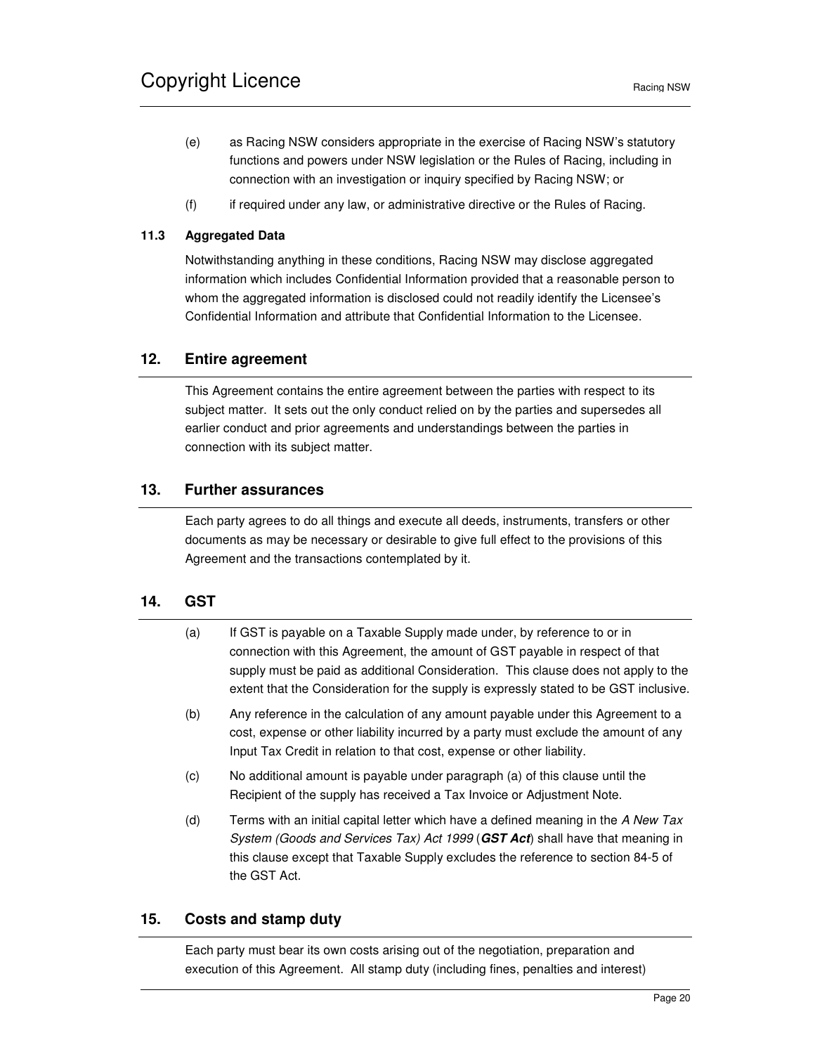(e) as Racing NSW considers appropriate in the exercise of Racing NSW's statutory functions and powers under NSW legislation or the Rules of Racing, including in connection with an investigation or inquiry specified by Racing NSW; or

(f) if required under any law, or administrative directive or the Rules of Racing.

#### 11.3 Aggregated Data

Notwithstanding anything in these conditions, Racing NSW may disclose aggregated information which includes Confidential Information provided that a reasonable person to whom the aggregated information is disclosed could not readily identify the Licensee's Confidential Information and attribute that Confidential Information to the Licensee.

## 12. Entire agreement

This Agreement contains the entire agreement between the parties with respect to its subject matter. It sets out the only conduct relied on by the parties and supersedes all earlier conduct and prior agreements and understandings between the parties in connection with its subject matter.

## 13. Further assurances

Each party agrees to do all things and execute all deeds, instruments, transfers or other documents as may be necessary or desirable to give full effect to the provisions of this Agreement and the transactions contemplated by it.

## 14. GST

(a) If GST is payable on a Taxable Supply made under, by reference to or in connection with this Agreement, the amount of GST payable in respect of that supply must be paid as additional Consideration. This clause does not apply to the extent that the Consideration for the supply is expressly stated to be GST inclusive.

(b) Any reference in the calculation of any amount payable under this Agreement to a cost, expense or other liability incurred by a party must exclude the amount of any Input Tax Credit in relation to that cost, expense or other liability.

(c) No additional amount is payable under paragraph (a) of this clause until the Recipient of the supply has received a Tax Invoice or Adjustment Note.

(d) Terms with an initial capital letter which have a defined meaning in the *A New Tax System (Goods and Services Tax) Act 1999* (***GST Act***) shall have that meaning in this clause except that Taxable Supply excludes the reference to section 84-5 of the GST Act.

## 15. Costs and stamp duty

Each party must bear its own costs arising out of the negotiation, preparation and execution of this Agreement. All stamp duty (including fines, penalties and interest)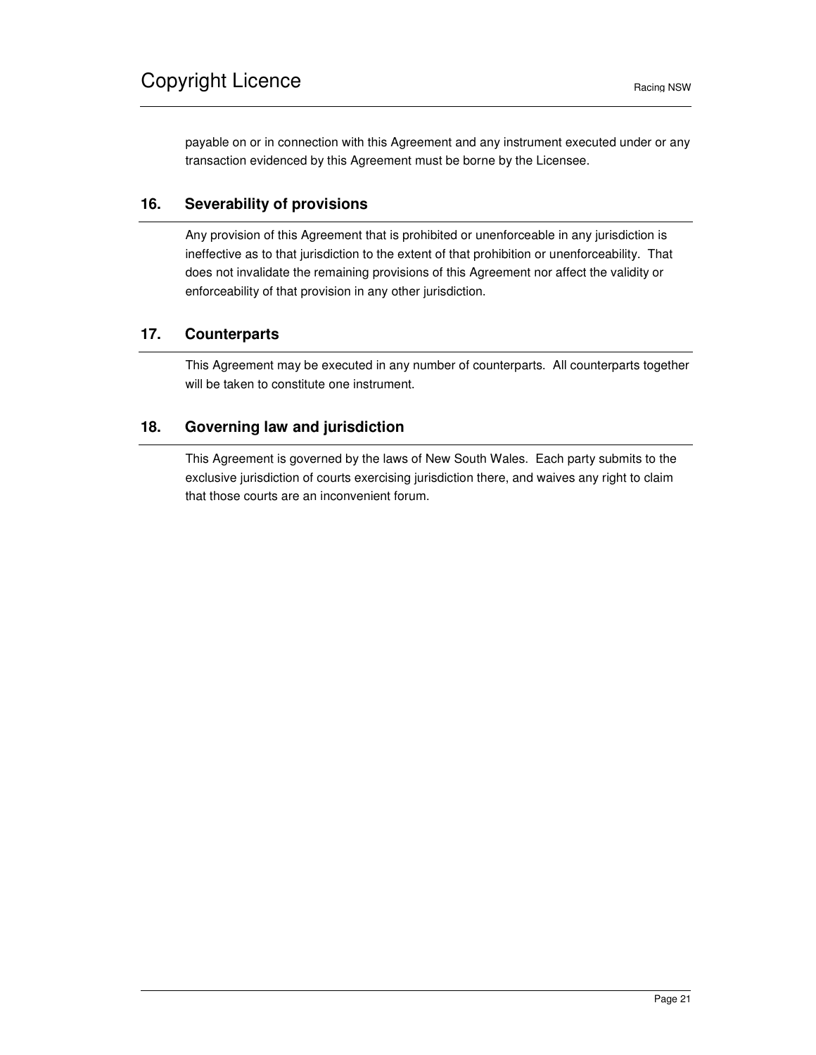payable on or in connection with this Agreement and any instrument executed under or any transaction evidenced by this Agreement must be borne by the Licensee.

## 16. Severability of provisions

Any provision of this Agreement that is prohibited or unenforceable in any jurisdiction is ineffective as to that jurisdiction to the extent of that prohibition or unenforceability. That does not invalidate the remaining provisions of this Agreement nor affect the validity or enforceability of that provision in any other jurisdiction.

## 17. Counterparts

This Agreement may be executed in any number of counterparts. All counterparts together will be taken to constitute one instrument.

## 18. Governing law and jurisdiction

This Agreement is governed by the laws of New South Wales. Each party submits to the exclusive jurisdiction of courts exercising jurisdiction there, and waives any right to claim that those courts are an inconvenient forum.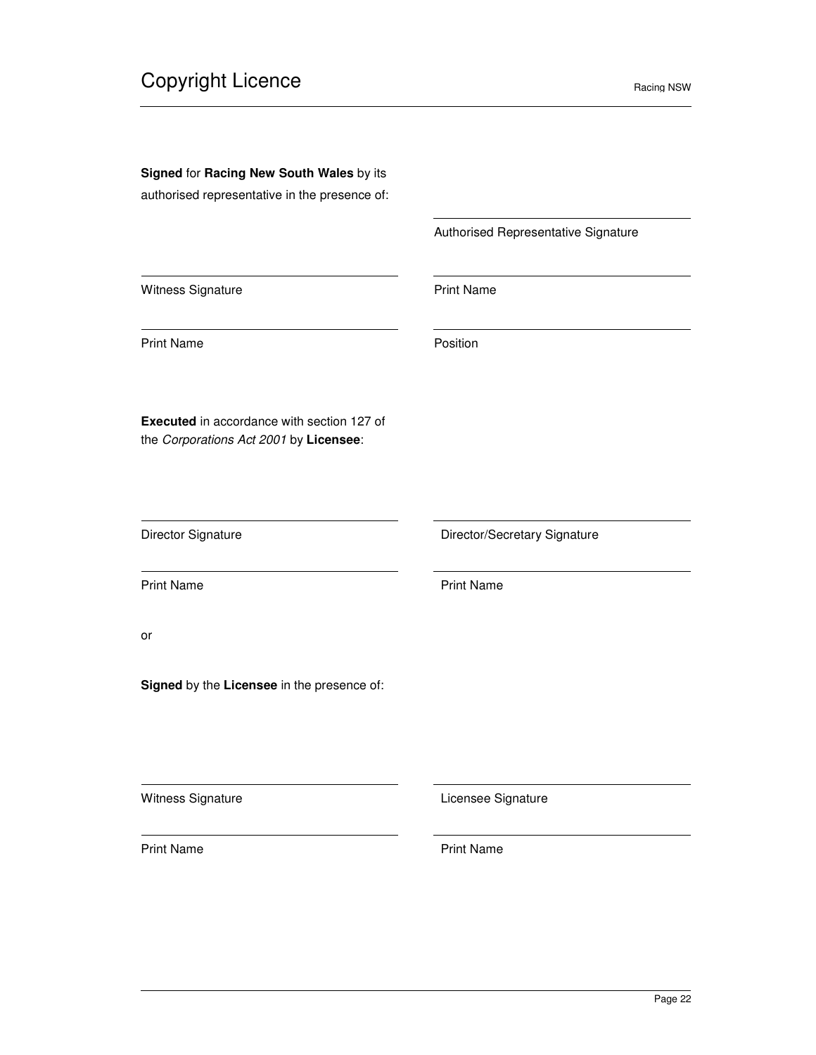**Signed** for **Racing New South Wales** by its authorised representative in the presence of:

Authorised Representative Signature

Witness Signature

Print Name

Print Name

Position

**Executed** in accordance with section 127 of the *Corporations Act 2001* by **Licensee**:

Director Signature

Director/Secretary Signature

Print Name

Print Name

or

**Signed** by the **Licensee** in the presence of:

Witness Signature

Licensee Signature

Print Name

Print Name